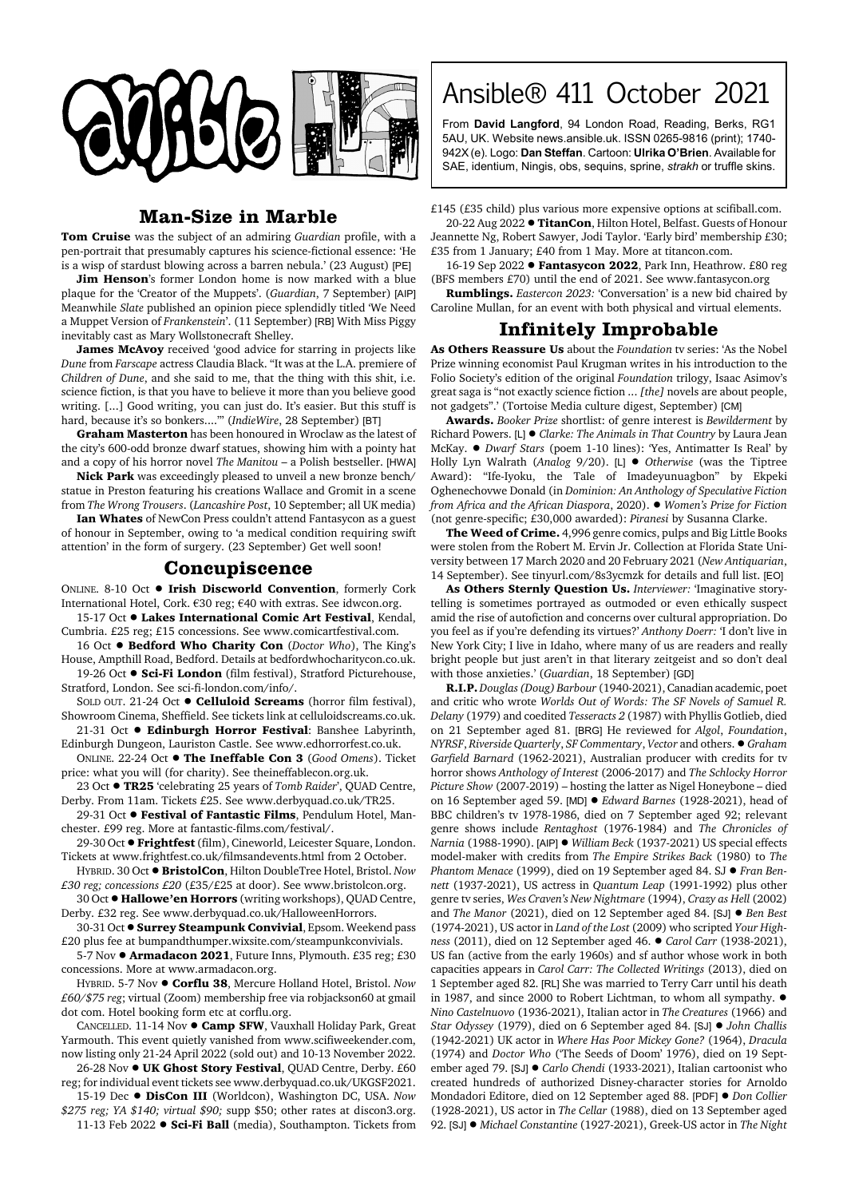# Ansible® 411 October 2021

From **David Langford**, 94 London Road, Reading, Berks, RG1 5AU, UK. Website news.ansible.uk. ISSN 0265-9816 (print); 1740-942X (e). Logo: **Dan Steffan**. Cartoon: **Ulrika O'Brien**. Available for SAE, identium, Ningis, obs, sequins, sprine, *strakh* or truffle skins.

## Man-Size in Marble

**Tom Cruise** was the subject of an admiring *Guardian* profile, with a pen-portrait that presumably captures his science-fictional essence: 'He is a wisp of stardust blowing across a barren nebula.' (23 August) [PE]

**Jim Henson**'s former London home is now marked with a blue plaque for the 'Creator of the Muppets'. (*Guardian*, 7 September) [AIP] Meanwhile *Slate* published an opinion piece splendidly titled 'We Need a Muppet Version of *Frankenstein*'. (11 September) [RB] With Miss Piggy inevitably cast as Mary Wollstonecraft Shelley.

**James McAvoy** received 'good advice for starring in projects like *Dune* from *Farscape* actress Claudia Black. "It was at the L.A. premiere of *Children of Dune*, and she said to me, that the thing with this shit, i.e. science fiction, is that you have to believe it more than you believe good writing. [...] Good writing, you can just do. It's easier. But this stuff is hard, because it's so bonkers...."' (*IndieWire*, 28 September) [BT]

**Graham Masterton** has been honoured in Wroclaw as the latest of the city's 600-odd bronze dwarf statues, showing him with a pointy hat and a copy of his horror novel *The Manitou* – a Polish bestseller. [HWA]

**Nick Park** was exceedingly pleased to unveil a new bronze bench/statue in Preston featuring his creations Wallace and Gromit in a scene from *The Wrong Trousers*. (*Lancashire Post*, 10 September; all UK media)

**Ian Whates** of NewCon Press couldn't attend Fantasycon as a guest of honour in September, owing to 'a medical condition requiring swift attention' in the form of surgery. (23 September) Get well soon!

## Concupiscence

ONLINE. 8-10 Oct ● **Irish Discworld Convention**, formerly Cork International Hotel, Cork. €30 reg; €40 with extras. See idwcon.org.

15-17 Oct ● **Lakes International Comic Art Festival**, Kendal, Cumbria. £25 reg; £15 concessions. See www.comicartfestival.com.

16 Oct ● **Bedford Who Charity Con** (*Doctor Who*), The King's House, Ampthill Road, Bedford. Details at bedfordwhocharitycon.co.uk.

19-26 Oct ● **Sci-Fi London** (film festival), Stratford Picturehouse, Stratford, London. See sci-fi-london.com/info/.

SOLD OUT. 21-24 Oct ● **Celluloid Screams** (horror film festival), Showroom Cinema, Sheffield. See tickets link at celluloidscreams.co.uk.

21-31 Oct ● **Edinburgh Horror Festival**: Banshee Labyrinth, Edinburgh Dungeon, Lauriston Castle. See www.edhorrorfest.co.uk.

ONLINE. 22-24 Oct ● **The Ineffable Con 3** (*Good Omens*). Ticket price: what you will (for charity). See theineffablecon.org.uk.

23 Oct ● **TR25** 'celebrating 25 years of *Tomb Raider*', QUAD Centre, Derby. From 11am. Tickets £25. See www.derbyquad.co.uk/TR25.

29-31 Oct ● **Festival of Fantastic Films**, Pendulum Hotel, Manchester. £99 reg. More at fantastic-films.com/festival/.

29-30 Oct ● **Frightfest** (film), Cineworld, Leicester Square, London. Tickets at www.frightfest.co.uk/filmsandevents.html from 2 October.

HYBRID. 30 Oct ● **BristolCon**, Hilton DoubleTree Hotel, Bristol. *Now £30 reg; concessions £20* (£35/£25 at door). See www.bristolcon.org.

30 Oct ● **Hallowe'en Horrors** (writing workshops), QUAD Centre, Derby. £32 reg. See www.derbyquad.co.uk/HalloweenHorrors.

30-31 Oct ● **Surrey Steampunk Convivial**, Epsom. Weekend pass £20 plus fee at bumpandthumper.wixsite.com/steampunkconvivials.

5-7 Nov ● **Armadacon 2021**, Future Inns, Plymouth. £35 reg; £30 concessions. More at www.armadacon.org.

HYBRID. 5-7 Nov ● **Corflu 38**, Mercure Holland Hotel, Bristol. *Now £60/$75 reg*; virtual (Zoom) membership free via robjackson60 at gmail dot com. Hotel booking form etc at corflu.org.

CANCELLED. 11-14 Nov ● **Camp SFW**, Vauxhall Holiday Park, Great Yarmouth. This event quietly vanished from www.scifiweekender.com, now listing only 21-24 April 2022 (sold out) and 10-13 November 2022.

26-28 Nov ● **UK Ghost Story Festival**, QUAD Centre, Derby. £60 reg; for individual event tickets see www.derbyquad.co.uk/UKGSF2021.

15-19 Dec ● **DisCon III** (Worldcon), Washington DC, USA. *Now $275 reg; YA $140; virtual $90;* supp $50; other rates at discon3.org.

11-13 Feb 2022 ● **Sci-Fi Ball** (media), Southampton. Tickets from £145 (£35 child) plus various more expensive options at scifiball.com.

20-22 Aug 2022 ● **TitanCon**, Hilton Hotel, Belfast. Guests of Honour Jeannette Ng, Robert Sawyer, Jodi Taylor. 'Early bird' membership £30; £35 from 1 January; £40 from 1 May. More at titancon.com.

16-19 Sep 2022 ● **Fantasycon 2022**, Park Inn, Heathrow. £80 reg (BFS members £70) until the end of 2021. See www.fantasycon.org

**Rumblings.** *Eastercon 2023:* 'Conversation' is a new bid chaired by Caroline Mullan, for an event with both physical and virtual elements.

## Infinitely Improbable

**As Others Reassure Us** about the *Foundation* tv series: 'As the Nobel Prize winning economist Paul Krugman writes in his introduction to the Folio Society's edition of the original *Foundation* trilogy, Isaac Asimov's great saga is "not exactly science fiction ... *[the]* novels are about people, not gadgets".' (Tortoise Media culture digest, September) [CM]

**Awards.** *Booker Prize* shortlist: of genre interest is *Bewilderment* by Richard Powers. [L] ● *Clarke: The Animals in That Country* by Laura Jean McKay. ● *Dwarf Stars* (poem 1-10 lines): 'Yes, Antimatter Is Real' by Holly Lyn Walrath (*Analog* 9/20). [L] ● *Otherwise* (was the Tiptree Award): "Ife-Iyoku, the Tale of Imadeyunuagbon" by Ekpeki Oghenechovwe Donald (in *Dominion: An Anthology of Speculative Fiction from Africa and the African Diaspora*, 2020). ● *Women's Prize for Fiction* (not genre-specific; £30,000 awarded): *Piranesi* by Susanna Clarke.

**The Weed of Crime.** 4,996 genre comics, pulps and Big Little Books were stolen from the Robert M. Ervin Jr. Collection at Florida State University between 17 March 2020 and 20 February 2021 (*New Antiquarian*, 14 September). See tinyurl.com/8s3ycmzk for details and full list. [EO]

**As Others Sternly Question Us.** *Interviewer:* 'Imaginative storytelling is sometimes portrayed as outmoded or even ethically suspect amid the rise of autofiction and concerns over cultural appropriation. Do you feel as if you're defending its virtues?' *Anthony Doerr:* 'I don't live in New York City; I live in Idaho, where many of us are readers and really bright people but just aren't in that literary zeitgeist and so don't deal with those anxieties.' (*Guardian*, 18 September) [GD]

**R.I.P.** *Douglas (Doug) Barbour* (1940-2021), Canadian academic, poet and critic who wrote *Worlds Out of Words: The SF Novels of Samuel R. Delany* (1979) and coedited *Tesseracts 2* (1987) with Phyllis Gotlieb, died on 21 September aged 81. [BRG] He reviewed for *Algol*, *Foundation*, *NYRSF*, *Riverside Quarterly*, *SF Commentary*, *Vector* and others. ● *Graham Garfield Barnard* (1962-2021), Australian producer with credits for tv horror shows *Anthology of Interest* (2006-2017) and *The Schlocky Horror Picture Show* (2007-2019) – hosting the latter as Nigel Honeybone – died on 16 September aged 59. [MD] ● *Edward Barnes* (1928-2021), head of BBC children's tv 1978-1986, died on 7 September aged 92; relevant genre shows include *Rentaghost* (1976-1984) and *The Chronicles of Narnia* (1988-1990). [AIP] ● *William Beck* (1937-2021) US special effects model-maker with credits from *The Empire Strikes Back* (1980) to *The Phantom Menace* (1999), died on 19 September aged 84. SJ ● *Fran Bennett* (1937-2021), US actress in *Quantum Leap* (1991-1992) plus other genre tv series, *Wes Craven's New Nightmare* (1994), *Crazy as Hell* (2002) and *The Manor* (2021), died on 12 September aged 84. [SJ] ● *Ben Best* (1974-2021), US actor in *Land of the Lost* (2009) who scripted *Your Highness* (2011), died on 12 September aged 46. ● *Carol Carr* (1938-2021), US fan (active from the early 1960s) and sf author whose work in both capacities appears in *Carol Carr: The Collected Writings* (2013), died on 1 September aged 82. [RL] She was married to Terry Carr until his death in 1987, and since 2000 to Robert Lichtman, to whom all sympathy. ● *Nino Castelnuovo* (1936-2021), Italian actor in *The Creatures* (1966) and *Star Odyssey* (1979), died on 6 September aged 84. [SJ] ● *John Challis* (1942-2021) UK actor in *Where Has Poor Mickey Gone?* (1964), *Dracula* (1974) and *Doctor Who* ('The Seeds of Doom' 1976), died on 19 September aged 79. [SJ] ● *Carlo Chendi* (1933-2021), Italian cartoonist who created hundreds of authorized Disney-character stories for Arnoldo Mondadori Editore, died on 12 September aged 88. [PDF] ● *Don Collier* (1928-2021), US actor in *The Cellar* (1988), died on 13 September aged 92. [SJ] ● *Michael Constantine* (1927-2021), Greek-US actor in *The Night*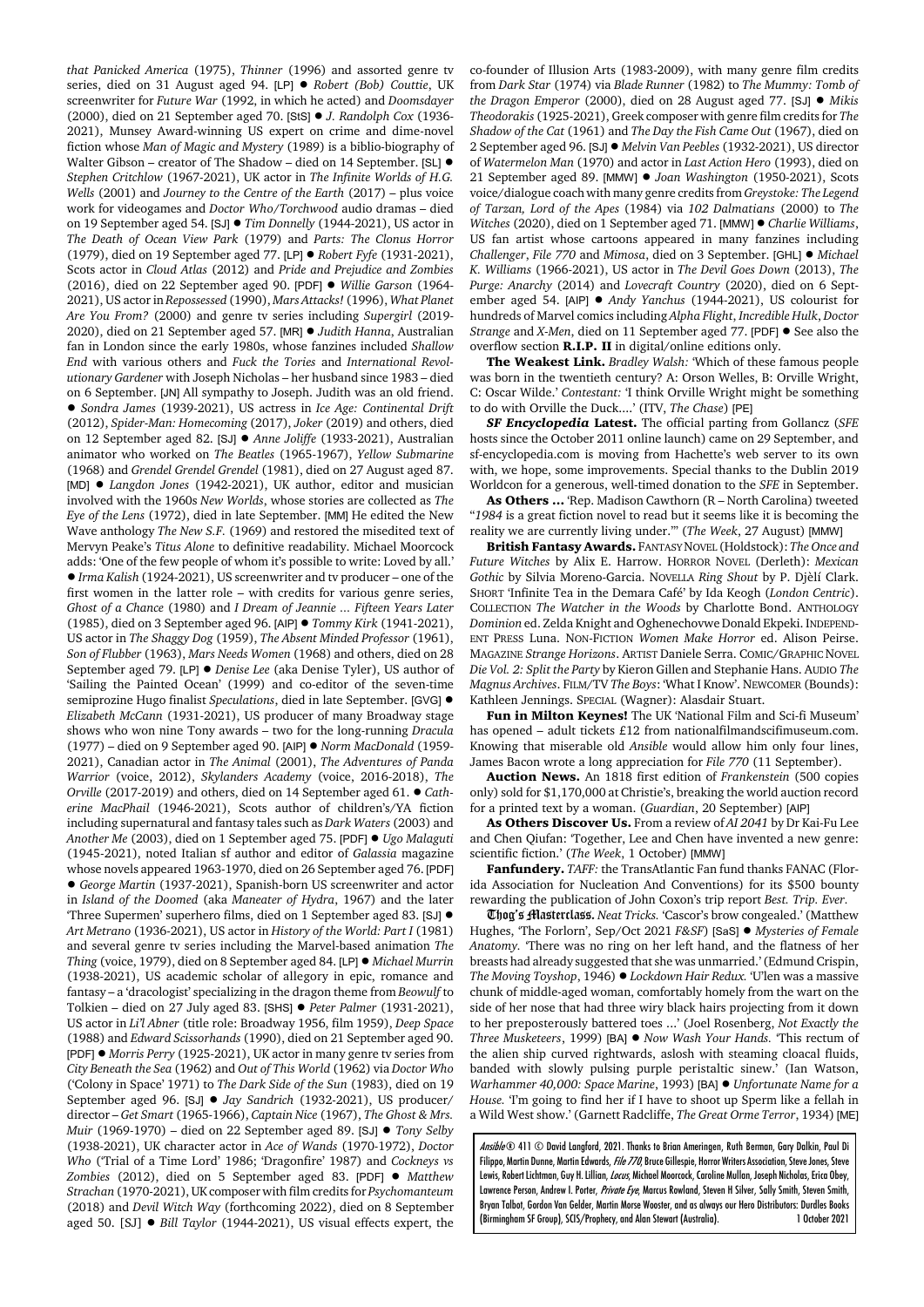*that Panicked America* (1975), *Thinner* (1996) and assorted genre tv series, died on 31 August aged 94. [LP] ● *Robert (Bob) Couttie*, UK screenwriter for *Future War* (1992, in which he acted) and *Doomsdayer* (2000), died on 21 September aged 70. [StS] ● *J. Randolph Cox* (1936-2021), Munsey Award-winning US expert on crime and dime-novel fiction whose *Man of Magic and Mystery* (1989) is a biblio-biography of Walter Gibson – creator of The Shadow – died on 14 September. [SL] ● *Stephen Critchlow* (1967-2021), UK actor in *The Infinite Worlds of H.G. Wells* (2001) and *Journey to the Centre of the Earth* (2017) – plus voice work for videogames and *Doctor Who/Torchwood* audio dramas – died on 19 September aged 54. [SJ] ● *Tim Donnelly* (1944-2021), US actor in *The Death of Ocean View Park* (1979) and *Parts: The Clonus Horror* (1979), died on 19 September aged 77. [LP] ● *Robert Fyfe* (1931-2021), Scots actor in *Cloud Atlas* (2012) and *Pride and Prejudice and Zombies* (2016), died on 22 September aged 90. [PDF] ● *Willie Garson* (1964-2021), US actor in *Repossessed* (1990), *Mars Attacks!* (1996), *What Planet Are You From?* (2000) and genre tv series including *Supergirl* (2019-2020), died on 21 September aged 57. [MR] ● *Judith Hanna*, Australian fan in London since the early 1980s, whose fanzines included *Shallow End* with various others and *Fuck the Tories* and *International Revolutionary Gardener* with Joseph Nicholas – her husband since 1983 – died on 6 September. [JN] All sympathy to Joseph. Judith was an old friend. ● *Sondra James* (1939-2021), US actress in *Ice Age: Continental Drift* (2012), *Spider-Man: Homecoming* (2017), *Joker* (2019) and others, died on 12 September aged 82. [SJ] ● *Anne Joliffe* (1933-2021), Australian animator who worked on *The Beatles* (1965-1967), *Yellow Submarine* (1968) and *Grendel Grendel Grendel* (1981), died on 27 August aged 87. [MD] ● *Langdon Jones* (1942-2021), UK author, editor and musician involved with the 1960s *New Worlds*, whose stories are collected as *The Eye of the Lens* (1972), died in late September. [MM] He edited the New Wave anthology *The New S.F.* (1969) and restored the misedited text of Mervyn Peake's *Titus Alone* to definitive readability. Michael Moorcock adds: 'One of the few people of whom it's possible to write: Loved by all.' ● *Irma Kalish* (1924-2021), US screenwriter and tv producer – one of the first women in the latter role – with credits for various genre series, *Ghost of a Chance* (1980) and *I Dream of Jeannie ... Fifteen Years Later* (1985), died on 3 September aged 96. [AIP] ● *Tommy Kirk* (1941-2021), US actor in *The Shaggy Dog* (1959), *The Absent Minded Professor* (1961), *Son of Flubber* (1963), *Mars Needs Women* (1968) and others, died on 28 September aged 79. [LP] ● *Denise Lee* (aka Denise Tyler), US author of 'Sailing the Painted Ocean' (1999) and co-editor of the seven-time semiprozine Hugo finalist *Speculations*, died in late September. [GVG] ● *Elizabeth McCann* (1931-2021), US producer of many Broadway stage shows who won nine Tony awards – two for the long-running *Dracula* (1977) – died on 9 September aged 90. [AIP] ● *Norm MacDonald* (1959-2021), Canadian actor in *The Animal* (2001), *The Adventures of Panda Warrior* (voice, 2012), *Skylanders Academy* (voice, 2016-2018), *The Orville* (2017-2019) and others, died on 14 September aged 61. ● *Catherine MacPhail* (1946-2021), Scots author of children's/YA fiction including supernatural and fantasy tales such as *Dark Waters* (2003) and *Another Me* (2003), died on 1 September aged 75. [PDF] ● *Ugo Malaguti* (1945-2021), noted Italian sf author and editor of *Galassia* magazine whose novels appeared 1963-1970, died on 26 September aged 76. [PDF] ● *George Martin* (1937-2021), Spanish-born US screenwriter and actor in *Island of the Doomed* (aka *Maneater of Hydra*, 1967) and the later 'Three Supermen' superhero films, died on 1 September aged 83. [SJ] ● *Art Metrano* (1936-2021), US actor in *History of the World: Part I* (1981) and several genre tv series including the Marvel-based animation *The Thing* (voice, 1979), died on 8 September aged 84. [LP] ● *Michael Murrin* (1938-2021), US academic scholar of allegory in epic, romance and fantasy – a 'dracologist' specializing in the dragon theme from *Beowulf* to Tolkien – died on 27 July aged 83. [SHS] ● *Peter Palmer* (1931-2021), US actor in *Li'l Abner* (title role: Broadway 1956, film 1959), *Deep Space* (1988) and *Edward Scissorhands* (1990), died on 21 September aged 90. [PDF] ● *Morris Perry* (1925-2021), UK actor in many genre tv series from *City Beneath the Sea* (1962) and *Out of This World* (1962) via *Doctor Who* ('Colony in Space' 1971) to *The Dark Side of the Sun* (1983), died on 19 September aged 96. [SJ] ● *Jay Sandrich* (1932-2021), US producer/director – *Get Smart* (1965-1966), *Captain Nice* (1967), *The Ghost & Mrs. Muir* (1969-1970) – died on 22 September aged 89. [SJ] ● *Tony Selby* (1938-2021), UK character actor in *Ace of Wands* (1970-1972), *Doctor Who* ('Trial of a Time Lord' 1986; 'Dragonfire' 1987) and *Cockneys vs Zombies* (2012), died on 5 September aged 83. [PDF] ● *Matthew Strachan* (1970-2021), UK composer with film credits for *Psychomanteum* (2018) and *Devil Witch Way* (forthcoming 2022), died on 8 September aged 50. [SJ] ● *Bill Taylor* (1944-2021), US visual effects expert, the co-founder of Illusion Arts (1983-2009), with many genre film credits from *Dark Star* (1974) via *Blade Runner* (1982) to *The Mummy: Tomb of the Dragon Emperor* (2000), died on 28 August aged 77. [SJ] ● *Mikis Theodorakis* (1925-2021), Greek composer with genre film credits for *The Shadow of the Cat* (1961) and *The Day the Fish Came Out* (1967), died on 2 September aged 96. [SJ] ● *Melvin Van Peebles* (1932-2021), US director of *Watermelon Man* (1970) and actor in *Last Action Hero* (1993), died on 21 September aged 89. [MMW] ● *Joan Washington* (1950-2021), Scots voice/dialogue coach with many genre credits from *Greystoke: The Legend of Tarzan, Lord of the Apes* (1984) via *102 Dalmatians* (2000) to *The Witches* (2020), died on 1 September aged 71. [MMW] ● *Charlie Williams*, US fan artist whose cartoons appeared in many fanzines including *Challenger*, *File 770* and *Mimosa*, died on 3 September. [GHL] ● *Michael K. Williams* (1966-2021), US actor in *The Devil Goes Down* (2013), *The Purge: Anarchy* (2014) and *Lovecraft Country* (2020), died on 6 September aged 54. [AIP] ● *Andy Yanchus* (1944-2021), US colourist for hundreds of Marvel comics including *Alpha Flight*, *Incredible Hulk*, *Doctor Strange* and *X-Men*, died on 11 September aged 77. [PDF] ● See also the overflow section **R.I.P. II** in digital/online editions only.

**The Weakest Link.** *Bradley Walsh:* 'Which of these famous people was born in the twentieth century? A: Orson Welles, B: Orville Wright, C: Oscar Wilde.' *Contestant:* 'I think Orville Wright might be something to do with Orville the Duck....' (ITV, *The Chase*) [PE]

***SF Encyclopedia* Latest.** The official parting from Gollancz (*SFE* hosts since the October 2011 online launch) came on 29 September, and sf-encyclopedia.com is moving from Hachette's web server to its own with, we hope, some improvements. Special thanks to the Dublin 2019 Worldcon for a generous, well-timed donation to the *SFE* in September.

**As Others ...** 'Rep. Madison Cawthorn (R – North Carolina) tweeted "*1984* is a great fiction novel to read but it seems like it is becoming the reality we are currently living under."' (*The Week*, 27 August) [MMW]

**British Fantasy Awards.** FANTASY NOVEL (Holdstock): *The Once and Future Witches* by Alix E. Harrow. HORROR NOVEL (Derleth): *Mexican Gothic* by Silvia Moreno-Garcia. NOVELLA *Ring Shout* by P. Djèlí Clark. SHORT 'Infinite Tea in the Demara Café' by Ida Keogh (*London Centric*). COLLECTION *The Watcher in the Woods* by Charlotte Bond. ANTHOLOGY *Dominion* ed. Zelda Knight and Oghenechovwe Donald Ekpeki. INDEPENDENT PRESS Luna. NON-FICTION *Women Make Horror* ed. Alison Peirse. MAGAZINE *Strange Horizons*. ARTIST Daniele Serra. COMIC/GRAPHIC NOVEL *Die Vol. 2: Split the Party* by Kieron Gillen and Stephanie Hans. AUDIO *The Magnus Archives*. FILM/TV *The Boys*: 'What I Know'. NEWCOMER (Bounds): Kathleen Jennings. SPECIAL (Wagner): Alasdair Stuart.

**Fun in Milton Keynes!** The UK 'National Film and Sci-fi Museum' has opened – adult tickets £12 from nationalfilmandscifimuseum.com. Knowing that miserable old *Ansible* would allow him only four lines, James Bacon wrote a long appreciation for *File 770* (11 September).

**Auction News.** An 1818 first edition of *Frankenstein* (500 copies only) sold for $1,170,000 at Christie's, breaking the world auction record for a printed text by a woman. (*Guardian*, 20 September) [AIP]

**As Others Discover Us.** From a review of *AI 2041* by Dr Kai-Fu Lee and Chen Qiufan: 'Together, Lee and Chen have invented a new genre: scientific fiction.' (*The Week*, 1 October) [MMW]

**Fanfundery.** *TAFF:* the TransAtlantic Fan fund thanks FANAC (Florida Association for Nucleation And Conventions) for its $500 bounty rewarding the publication of John Coxon's trip report *Best. Trip. Ever.*

**Thog's Masterclass.** *Neat Tricks.* 'Cascor's brow congealed.' (Matthew Hughes, 'The Forlorn', Sep/Oct 2021 *F&SF*) [SaS] ● *Mysteries of Female Anatomy.* 'There was no ring on her left hand, and the flatness of her breasts had already suggested that she was unmarried.' (Edmund Crispin, *The Moving Toyshop*, 1946) ● *Lockdown Hair Redux.* 'U'len was a massive chunk of middle-aged woman, comfortably homely from the wart on the side of her nose that had three wiry black hairs projecting from it down to her preposterously battered toes ...' (Joel Rosenberg, *Not Exactly the Three Musketeers*, 1999) [BA] ● *Now Wash Your Hands.* 'This rectum of the alien ship curved rightwards, aslosh with steaming cloacal fluids, banded with slowly pulsing purple peristaltic sinew.' (Ian Watson, *Warhammer 40,000: Space Marine*, 1993) [BA] ● *Unfortunate Name for a House.* 'I'm going to find her if I have to shoot up Sperm like a fellah in a Wild West show.' (Garnett Radcliffe, *The Great Orme Terror*, 1934) [ME]

*Ansible*® 411 © David Langford, 2021. Thanks to Brian Ameringen, Ruth Berman, Gary Dalkin, Paul Di Filippo, Martin Dunne, Martin Edwards, *File 770*, Bruce Gillespie, Horror Writers Association, Steve Jones, Steve Lewis, Robert Lichtman, Guy H. Lillian, *Locus*, Michael Moorcock, Caroline Mullan, Joseph Nicholas, Erica Obey, Lawrence Person, Andrew I. Porter, *Private Eye*, Marcus Rowland, Steven H Silver, Sally Smith, Steven Smith, Bryan Talbot, Gordon Van Gelder, Martin Morse Wooster, and as always our Hero Distributors: Durdles Books (Birmingham SF Group), SCIS/Prophecy, and Alan Stewart (Australia). 1 October 2021